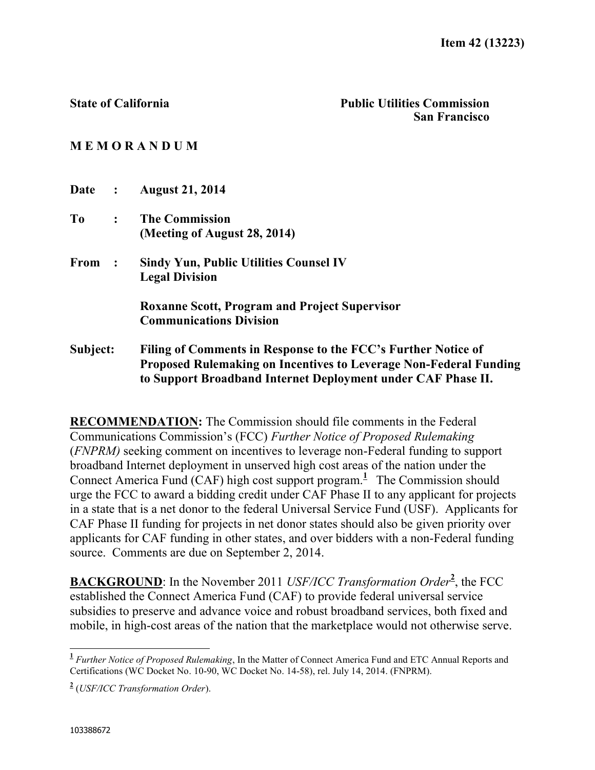**Item 42 (13223)**

**State of California** **Public Utilities Commission**
**San Francisco**

**M E M O R A N D U M**

**Date :** **August 21, 2014**

**To :** **The Commission**
**(Meeting of August 28, 2014)**

**From :** **Sindy Yun, Public Utilities Counsel IV**
**Legal Division**

**Roxanne Scott, Program and Project Supervisor**
**Communications Division**

**Subject:** **Filing of Comments in Response to the FCC's Further Notice of Proposed Rulemaking on Incentives to Leverage Non-Federal Funding to Support Broadband Internet Deployment under CAF Phase II.**

**RECOMMENDATION:** The Commission should file comments in the Federal Communications Commission's (FCC) *Further Notice of Proposed Rulemaking* (*FNPRM)* seeking comment on incentives to leverage non-Federal funding to support broadband Internet deployment in unserved high cost areas of the nation under the Connect America Fund (CAF) high cost support program.[1] The Commission should urge the FCC to award a bidding credit under CAF Phase II to any applicant for projects in a state that is a net donor to the federal Universal Service Fund (USF). Applicants for CAF Phase II funding for projects in net donor states should also be given priority over applicants for CAF funding in other states, and over bidders with a non-Federal funding source. Comments are due on September 2, 2014.

**BACKGROUND**: In the November 2011 *USF/ICC Transformation Order*[2], the FCC established the Connect America Fund (CAF) to provide federal universal service subsidies to preserve and advance voice and robust broadband services, both fixed and mobile, in high-cost areas of the nation that the marketplace would not otherwise serve.

---

[1] *Further Notice of Proposed Rulemaking*, In the Matter of Connect America Fund and ETC Annual Reports and Certifications (WC Docket No. 10-90, WC Docket No. 14-58), rel. July 14, 2014. (FNPRM).

[2] (*USF/ICC Transformation Order*).

103388672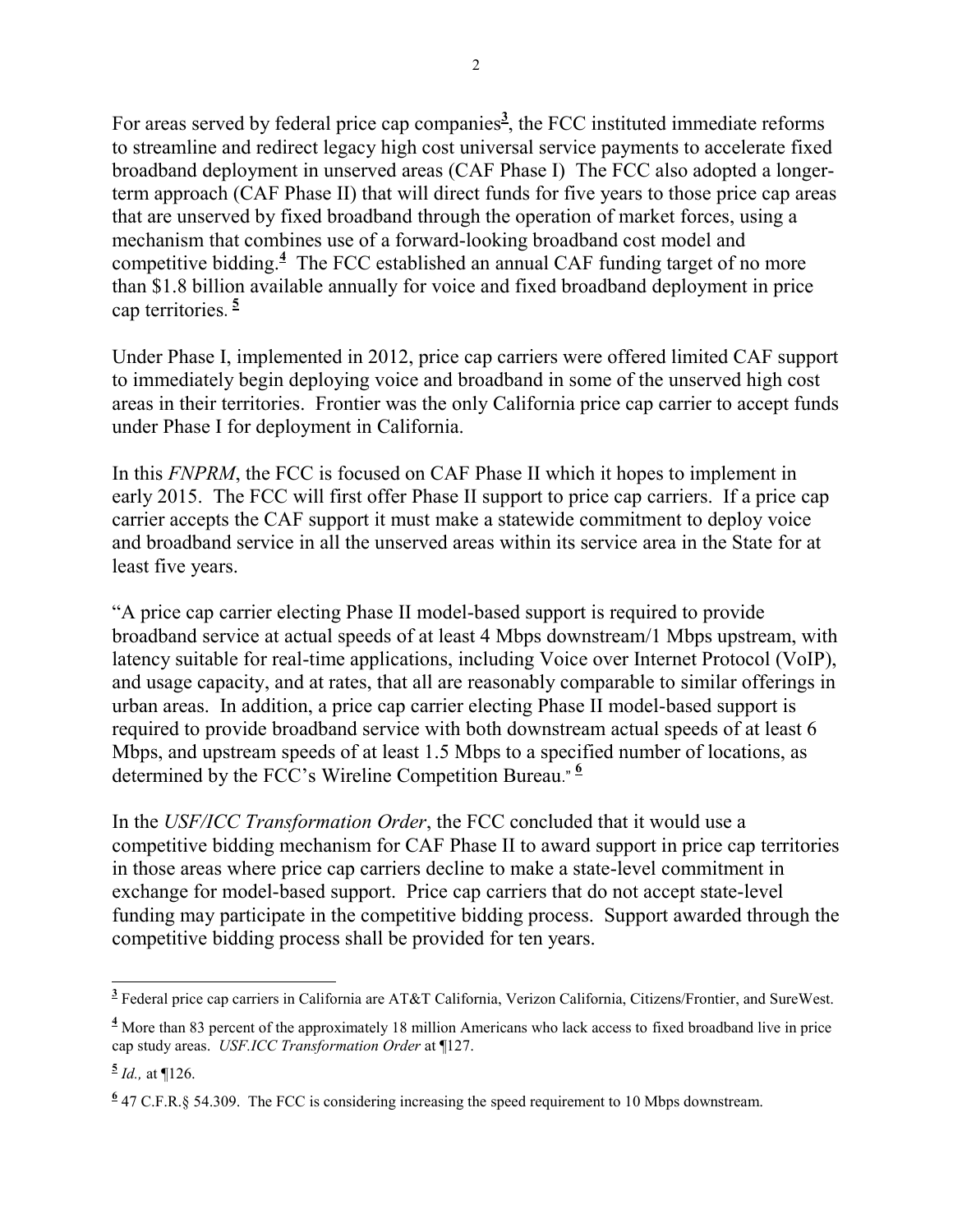For areas served by federal price cap companies[3], the FCC instituted immediate reforms to streamline and redirect legacy high cost universal service payments to accelerate fixed broadband deployment in unserved areas (CAF Phase I) The FCC also adopted a longer-term approach (CAF Phase II) that will direct funds for five years to those price cap areas that are unserved by fixed broadband through the operation of market forces, using a mechanism that combines use of a forward-looking broadband cost model and competitive bidding.[4] The FCC established an annual CAF funding target of no more than $1.8 billion available annually for voice and fixed broadband deployment in price cap territories.[5]

Under Phase I, implemented in 2012, price cap carriers were offered limited CAF support to immediately begin deploying voice and broadband in some of the unserved high cost areas in their territories. Frontier was the only California price cap carrier to accept funds under Phase I for deployment in California.

In this *FNPRM*, the FCC is focused on CAF Phase II which it hopes to implement in early 2015. The FCC will first offer Phase II support to price cap carriers. If a price cap carrier accepts the CAF support it must make a statewide commitment to deploy voice and broadband service in all the unserved areas within its service area in the State for at least five years.

"A price cap carrier electing Phase II model-based support is required to provide broadband service at actual speeds of at least 4 Mbps downstream/1 Mbps upstream, with latency suitable for real-time applications, including Voice over Internet Protocol (VoIP), and usage capacity, and at rates, that all are reasonably comparable to similar offerings in urban areas. In addition, a price cap carrier electing Phase II model-based support is required to provide broadband service with both downstream actual speeds of at least 6 Mbps, and upstream speeds of at least 1.5 Mbps to a specified number of locations, as determined by the FCC's Wireline Competition Bureau."[6]

In the *USF/ICC Transformation Order*, the FCC concluded that it would use a competitive bidding mechanism for CAF Phase II to award support in price cap territories in those areas where price cap carriers decline to make a state-level commitment in exchange for model-based support. Price cap carriers that do not accept state-level funding may participate in the competitive bidding process. Support awarded through the competitive bidding process shall be provided for ten years.

---

[3] Federal price cap carriers in California are AT&T California, Verizon California, Citizens/Frontier, and SureWest.

[4] More than 83 percent of the approximately 18 million Americans who lack access to fixed broadband live in price cap study areas. *USF.ICC Transformation Order* at ¶127.

[5] *Id.,* at ¶126.

[6] 47 C.F.R.§ 54.309. The FCC is considering increasing the speed requirement to 10 Mbps downstream.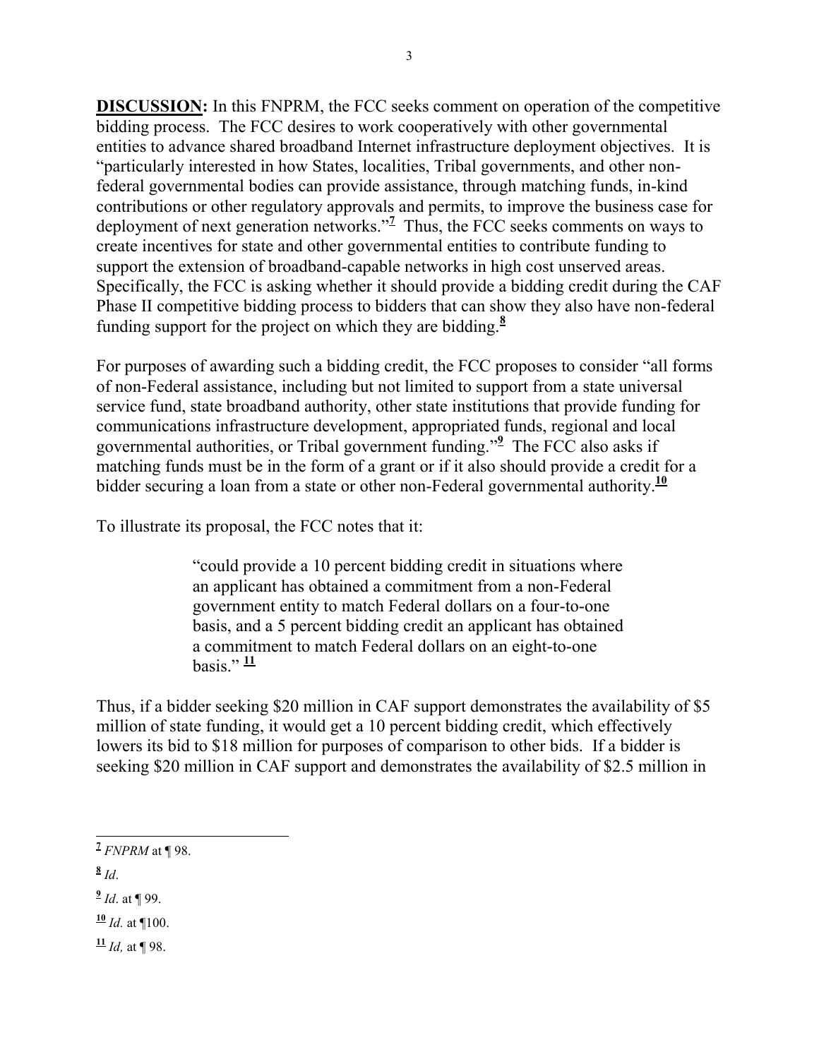**DISCUSSION:** In this FNPRM, the FCC seeks comment on operation of the competitive bidding process. The FCC desires to work cooperatively with other governmental entities to advance shared broadband Internet infrastructure deployment objectives. It is "particularly interested in how States, localities, Tribal governments, and other non-federal governmental bodies can provide assistance, through matching funds, in-kind contributions or other regulatory approvals and permits, to improve the business case for deployment of next generation networks."[7] Thus, the FCC seeks comments on ways to create incentives for state and other governmental entities to contribute funding to support the extension of broadband-capable networks in high cost unserved areas. Specifically, the FCC is asking whether it should provide a bidding credit during the CAF Phase II competitive bidding process to bidders that can show they also have non-federal funding support for the project on which they are bidding.[8]

For purposes of awarding such a bidding credit, the FCC proposes to consider "all forms of non-Federal assistance, including but not limited to support from a state universal service fund, state broadband authority, other state institutions that provide funding for communications infrastructure development, appropriated funds, regional and local governmental authorities, or Tribal government funding."[9] The FCC also asks if matching funds must be in the form of a grant or if it also should provide a credit for a bidder securing a loan from a state or other non-Federal governmental authority.[10]

To illustrate its proposal, the FCC notes that it:

> "could provide a 10 percent bidding credit in situations where an applicant has obtained a commitment from a non-Federal government entity to match Federal dollars on a four-to-one basis, and a 5 percent bidding credit an applicant has obtained a commitment to match Federal dollars on an eight-to-one basis." [11]

Thus, if a bidder seeking \$20 million in CAF support demonstrates the availability of \$5 million of state funding, it would get a 10 percent bidding credit, which effectively lowers its bid to \$18 million for purposes of comparison to other bids. If a bidder is seeking \$20 million in CAF support and demonstrates the availability of \$2.5 million in

---

[7] *FNPRM* at ¶ 98.

[8] *Id*.

[9] *Id*. at ¶ 99.

[10] *Id.* at ¶100.

[11] *Id,* at ¶ 98.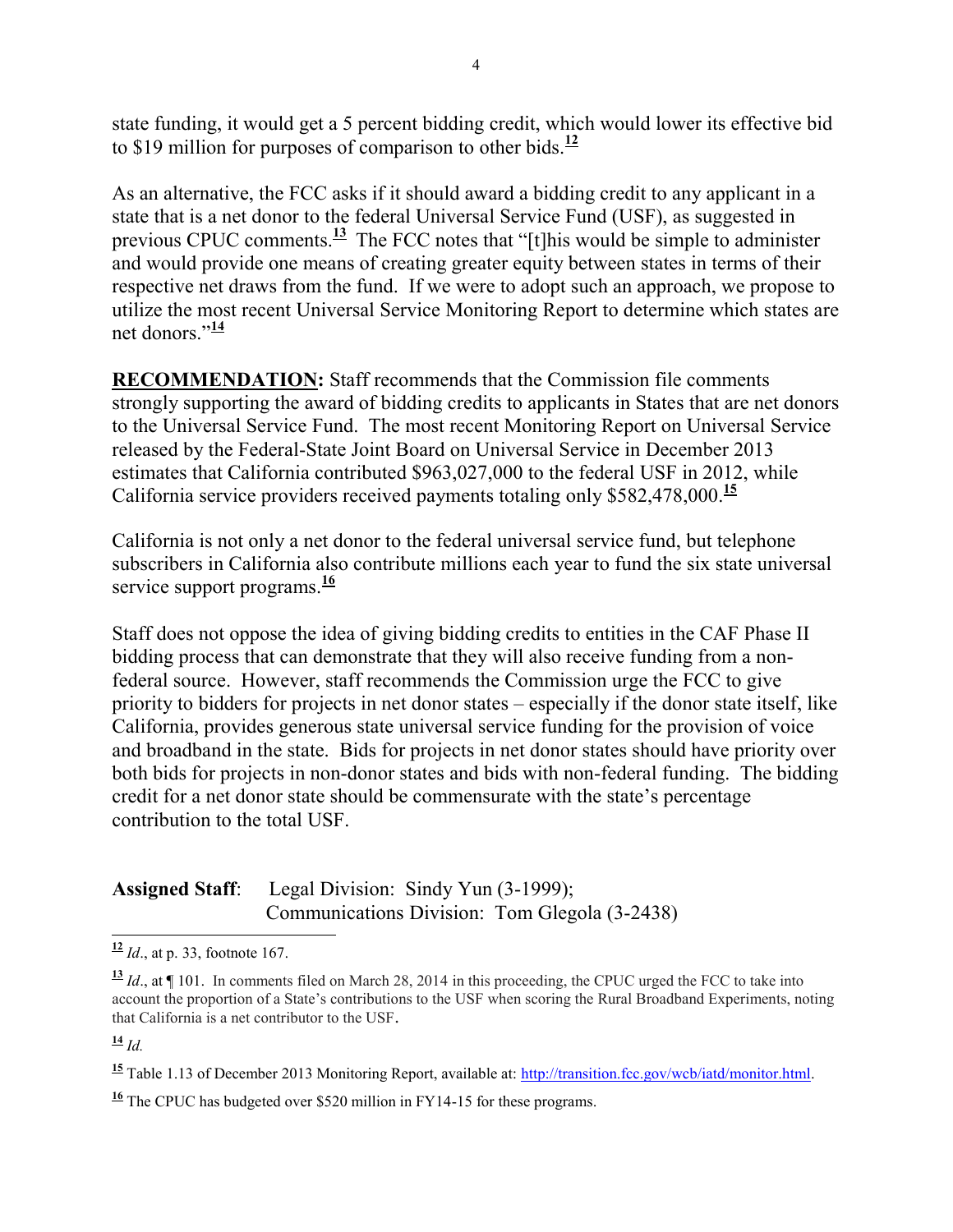state funding, it would get a 5 percent bidding credit, which would lower its effective bid to $19 million for purposes of comparison to other bids.[12]

As an alternative, the FCC asks if it should award a bidding credit to any applicant in a state that is a net donor to the federal Universal Service Fund (USF), as suggested in previous CPUC comments.[13] The FCC notes that "[t]his would be simple to administer and would provide one means of creating greater equity between states in terms of their respective net draws from the fund. If we were to adopt such an approach, we propose to utilize the most recent Universal Service Monitoring Report to determine which states are net donors."[14]

**RECOMMENDATION:** Staff recommends that the Commission file comments strongly supporting the award of bidding credits to applicants in States that are net donors to the Universal Service Fund. The most recent Monitoring Report on Universal Service released by the Federal-State Joint Board on Universal Service in December 2013 estimates that California contributed $963,027,000 to the federal USF in 2012, while California service providers received payments totaling only $582,478,000.[15]

California is not only a net donor to the federal universal service fund, but telephone subscribers in California also contribute millions each year to fund the six state universal service support programs.[16]

Staff does not oppose the idea of giving bidding credits to entities in the CAF Phase II bidding process that can demonstrate that they will also receive funding from a non-federal source. However, staff recommends the Commission urge the FCC to give priority to bidders for projects in net donor states – especially if the donor state itself, like California, provides generous state universal service funding for the provision of voice and broadband in the state. Bids for projects in net donor states should have priority over both bids for projects in non-donor states and bids with non-federal funding. The bidding credit for a net donor state should be commensurate with the state's percentage contribution to the total USF.

**Assigned Staff**: Legal Division: Sindy Yun (3-1999);
Communications Division: Tom Glegola (3-2438)

---

[12] *Id*., at p. 33, footnote 167.

[13] *Id*., at ¶ 101. In comments filed on March 28, 2014 in this proceeding, the CPUC urged the FCC to take into account the proportion of a State's contributions to the USF when scoring the Rural Broadband Experiments, noting that California is a net contributor to the USF.

[14] *Id.*

[15] Table 1.13 of December 2013 Monitoring Report, available at: http://transition.fcc.gov/wcb/iatd/monitor.html.

[16] The CPUC has budgeted over $520 million in FY14-15 for these programs.